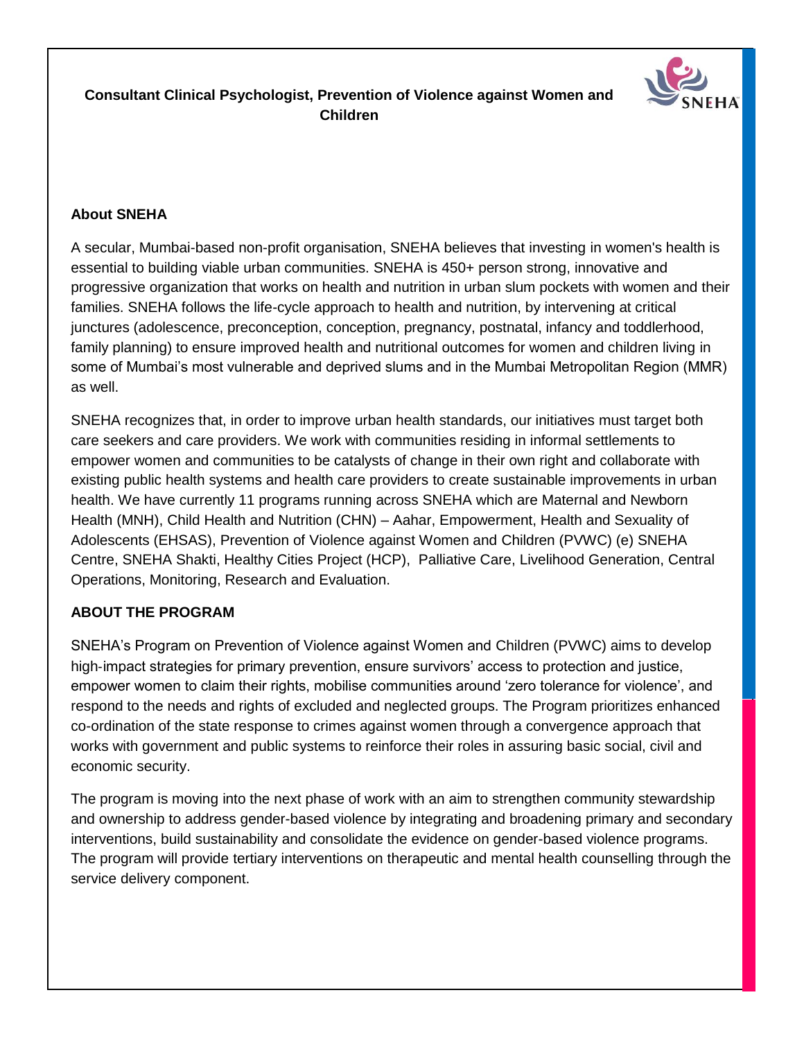# Consultant Clinical Psychologist, Prevention of Violence against Women and Children

## About SNEHA

A secular, Mumbai-based non-profit organisation, SNEHA believes that investing in women's health is essential to building viable urban communities. SNEHA is 450+ person strong, innovative and progressive organization that works on health and nutrition in urban slum pockets with women and their families. SNEHA follows the life-cycle approach to health and nutrition, by intervening at critical junctures (adolescence, preconception, conception, pregnancy, postnatal, infancy and toddlerhood, family planning) to ensure improved health and nutritional outcomes for women and children living in some of Mumbai's most vulnerable and deprived slums and in the Mumbai Metropolitan Region (MMR) as well.

SNEHA recognizes that, in order to improve urban health standards, our initiatives must target both care seekers and care providers. We work with communities residing in informal settlements to empower women and communities to be catalysts of change in their own right and collaborate with existing public health systems and health care providers to create sustainable improvements in urban health. We have currently 11 programs running across SNEHA which are Maternal and Newborn Health (MNH), Child Health and Nutrition (CHN) – Aahar, Empowerment, Health and Sexuality of Adolescents (EHSAS), Prevention of Violence against Women and Children (PVWC) (e) SNEHA Centre, SNEHA Shakti, Healthy Cities Project (HCP), Palliative Care, Livelihood Generation, Central Operations, Monitoring, Research and Evaluation.

## ABOUT THE PROGRAM

SNEHA's Program on Prevention of Violence against Women and Children (PVWC) aims to develop high-impact strategies for primary prevention, ensure survivors' access to protection and justice, empower women to claim their rights, mobilise communities around 'zero tolerance for violence', and respond to the needs and rights of excluded and neglected groups. The Program prioritizes enhanced co-ordination of the state response to crimes against women through a convergence approach that works with government and public systems to reinforce their roles in assuring basic social, civil and economic security.

The program is moving into the next phase of work with an aim to strengthen community stewardship and ownership to address gender-based violence by integrating and broadening primary and secondary interventions, build sustainability and consolidate the evidence on gender-based violence programs. The program will provide tertiary interventions on therapeutic and mental health counselling through the service delivery component.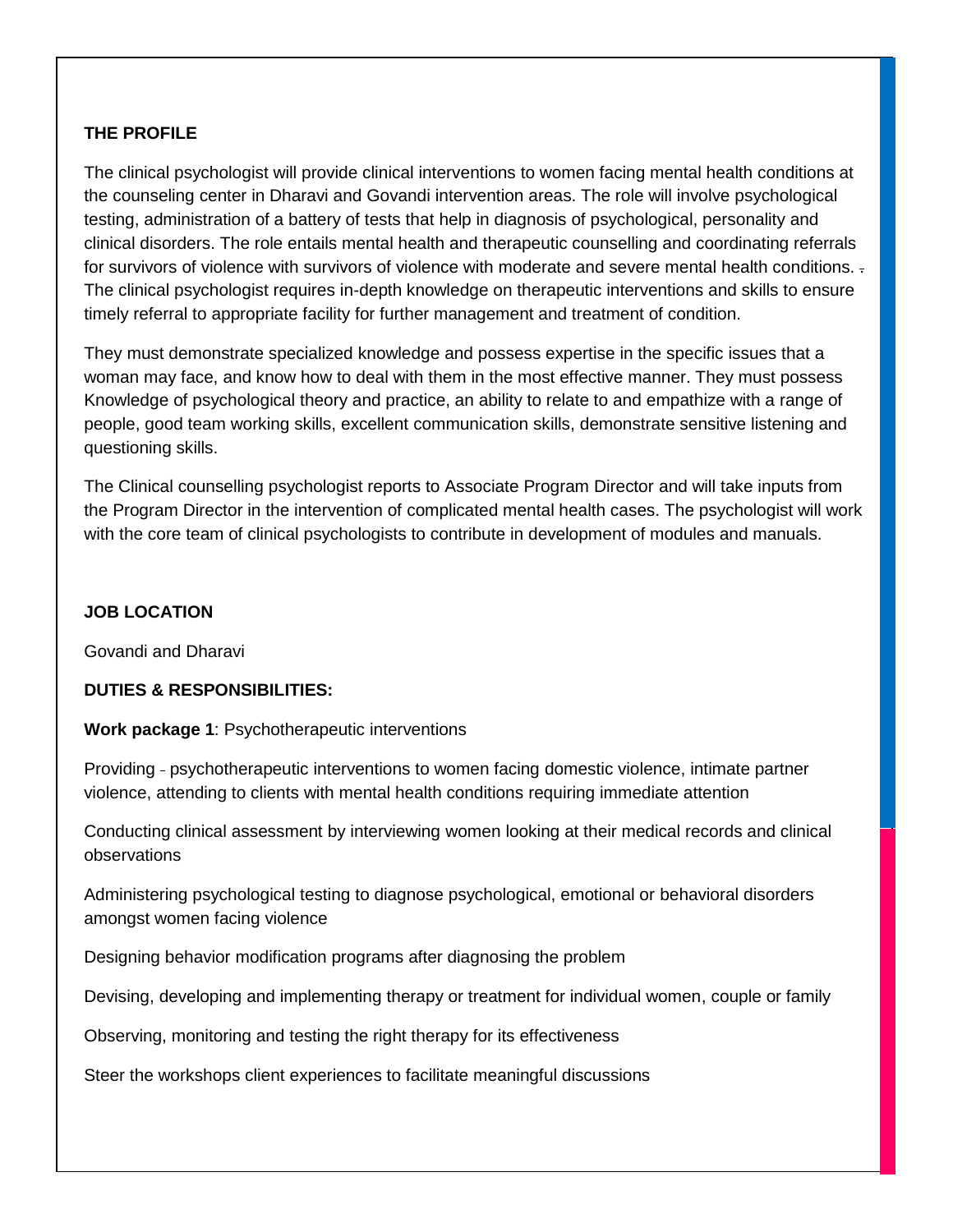**THE PROFILE**

The clinical psychologist will provide clinical interventions to women facing mental health conditions at the counseling center in Dharavi and Govandi intervention areas. The role will involve psychological testing, administration of a battery of tests that help in diagnosis of psychological, personality and clinical disorders. The role entails mental health and therapeutic counselling and coordinating referrals for survivors of violence with survivors of violence with moderate and severe mental health conditions. The clinical psychologist requires in-depth knowledge on therapeutic interventions and skills to ensure timely referral to appropriate facility for further management and treatment of condition.

They must demonstrate specialized knowledge and possess expertise in the specific issues that a woman may face, and know how to deal with them in the most effective manner. They must possess Knowledge of psychological theory and practice, an ability to relate to and empathize with a range of people, good team working skills, excellent communication skills, demonstrate sensitive listening and questioning skills.

The Clinical counselling psychologist reports to Associate Program Director and will take inputs from the Program Director in the intervention of complicated mental health cases. The psychologist will work with the core team of clinical psychologists to contribute in development of modules and manuals.

**JOB LOCATION**

Govandi and Dharavi

**DUTIES & RESPONSIBILITIES:**

**Work package 1**: Psychotherapeutic interventions

Providing psychotherapeutic interventions to women facing domestic violence, intimate partner violence, attending to clients with mental health conditions requiring immediate attention

Conducting clinical assessment by interviewing women looking at their medical records and clinical observations

Administering psychological testing to diagnose psychological, emotional or behavioral disorders amongst women facing violence

Designing behavior modification programs after diagnosing the problem

Devising, developing and implementing therapy or treatment for individual women, couple or family

Observing, monitoring and testing the right therapy for its effectiveness

Steer the workshops client experiences to facilitate meaningful discussions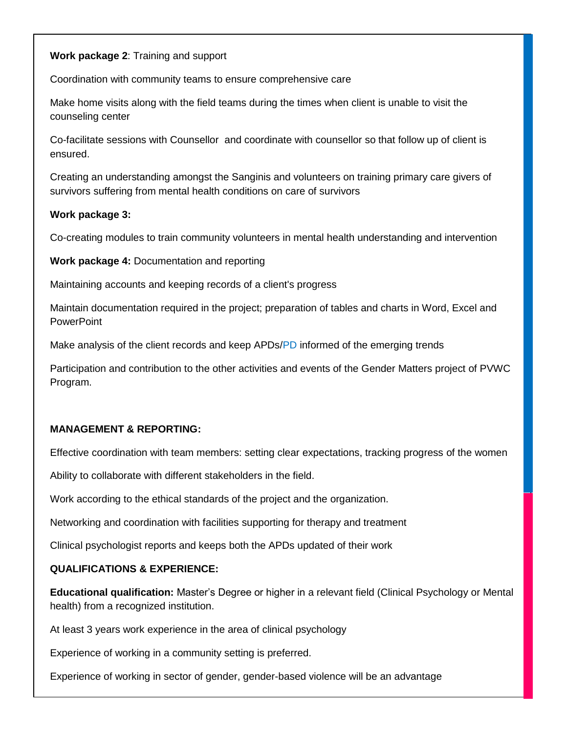**Work package 2**: Training and support

Coordination with community teams to ensure comprehensive care

Make home visits along with the field teams during the times when client is unable to visit the counseling center

Co-facilitate sessions with Counsellor  and coordinate with counsellor so that follow up of client is ensured.

Creating an understanding amongst the Sanginis and volunteers on training primary care givers of survivors suffering from mental health conditions on care of survivors

**Work package 3:**

Co-creating modules to train community volunteers in mental health understanding and intervention

**Work package 4:** Documentation and reporting

Maintaining accounts and keeping records of a client's progress

Maintain documentation required in the project; preparation of tables and charts in Word, Excel and PowerPoint

Make analysis of the client records and keep APDs/PD informed of the emerging trends

Participation and contribution to the other activities and events of the Gender Matters project of PVWC Program.

**MANAGEMENT & REPORTING:**

Effective coordination with team members: setting clear expectations, tracking progress of the women

Ability to collaborate with different stakeholders in the field.

Work according to the ethical standards of the project and the organization.

Networking and coordination with facilities supporting for therapy and treatment

Clinical psychologist reports and keeps both the APDs updated of their work

**QUALIFICATIONS & EXPERIENCE:**

**Educational qualification:** Master's Degree or higher in a relevant field (Clinical Psychology or Mental health) from a recognized institution.

At least 3 years work experience in the area of clinical psychology

Experience of working in a community setting is preferred.

Experience of working in sector of gender, gender-based violence will be an advantage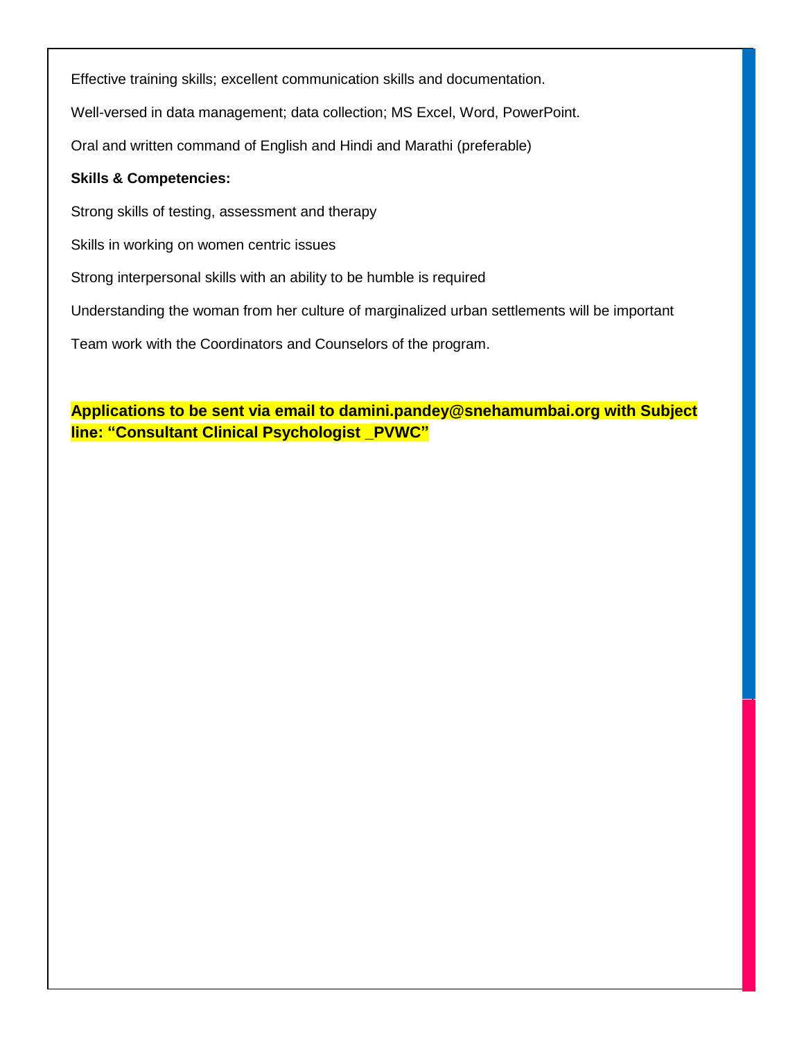Effective training skills; excellent communication skills and documentation.

Well-versed in data management; data collection; MS Excel, Word, PowerPoint.

Oral and written command of English and Hindi and Marathi (preferable)

**Skills & Competencies:**

Strong skills of testing, assessment and therapy

Skills in working on women centric issues

Strong interpersonal skills with an ability to be humble is required

Understanding the woman from her culture of marginalized urban settlements will be important

Team work with the Coordinators and Counselors of the program.

**Applications to be sent via email to damini.pandey@snehamumbai.org with Subject line: "Consultant Clinical Psychologist _PVWC"**